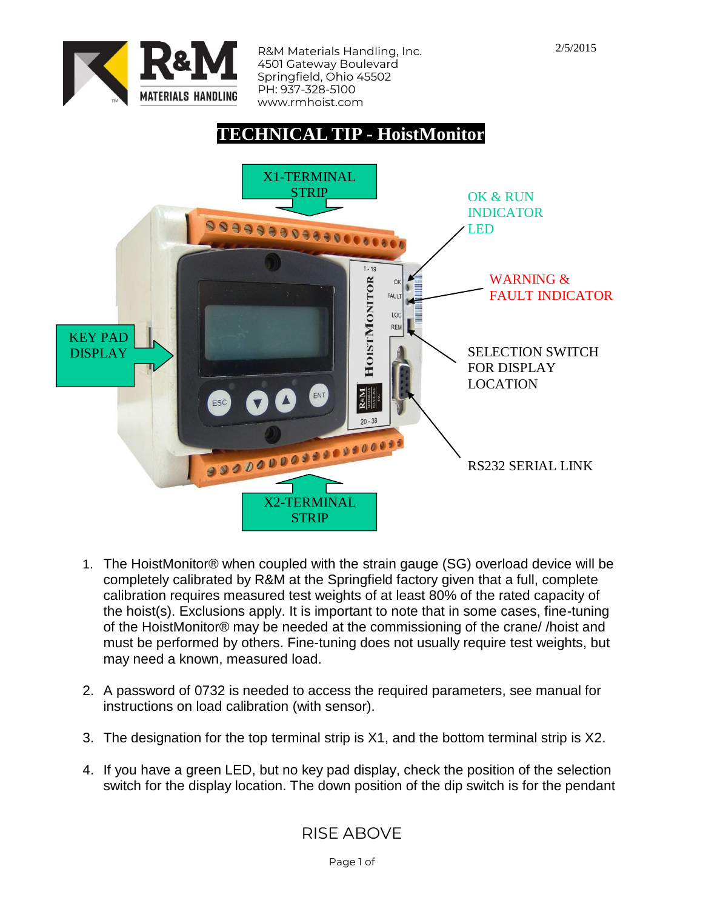R&M Materials Handling, Inc.
4501 Gateway Boulevard
Springfield, Ohio 45502
PH: 937-328-5100
www.rmhoist.com

2/5/2015

# TECHNICAL TIP - HoistMonitor

X1-TERMINAL STRIP

OK & RUN INDICATOR LED

WARNING & FAULT INDICATOR

KEY PAD DISPLAY

SELECTION SWITCH FOR DISPLAY LOCATION

RS232 SERIAL LINK

X2-TERMINAL STRIP

1. The HoistMonitor® when coupled with the strain gauge (SG) overload device will be completely calibrated by R&M at the Springfield factory given that a full, complete calibration requires measured test weights of at least 80% of the rated capacity of the hoist(s). Exclusions apply. It is important to note that in some cases, fine-tuning of the HoistMonitor® may be needed at the commissioning of the crane/ /hoist and must be performed by others. Fine-tuning does not usually require test weights, but may need a known, measured load.

2. A password of 0732 is needed to access the required parameters, see manual for instructions on load calibration (with sensor).

3. The designation for the top terminal strip is X1, and the bottom terminal strip is X2.

4. If you have a green LED, but no key pad display, check the position of the selection switch for the display location. The down position of the dip switch is for the pendant

RISE ABOVE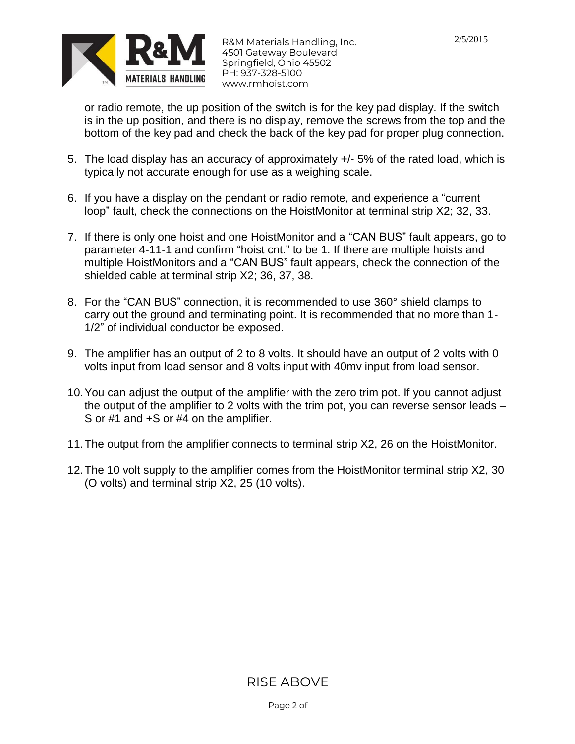or radio remote, the up position of the switch is for the key pad display. If the switch is in the up position, and there is no display, remove the screws from the top and the bottom of the key pad and check the back of the key pad for proper plug connection.

5. The load display has an accuracy of approximately +/- 5% of the rated load, which is typically not accurate enough for use as a weighing scale.

6. If you have a display on the pendant or radio remote, and experience a “current loop” fault, check the connections on the HoistMonitor at terminal strip X2; 32, 33.

7. If there is only one hoist and one HoistMonitor and a “CAN BUS” fault appears, go to parameter 4-11-1 and confirm “hoist cnt.” to be 1. If there are multiple hoists and multiple HoistMonitors and a “CAN BUS” fault appears, check the connection of the shielded cable at terminal strip X2; 36, 37, 38.

8. For the “CAN BUS” connection, it is recommended to use 360° shield clamps to carry out the ground and terminating point. It is recommended that no more than 1-1/2” of individual conductor be exposed.

9. The amplifier has an output of 2 to 8 volts. It should have an output of 2 volts with 0 volts input from load sensor and 8 volts input with 40mv input from load sensor.

10. You can adjust the output of the amplifier with the zero trim pot. If you cannot adjust the output of the amplifier to 2 volts with the trim pot, you can reverse sensor leads – S or #1 and +S or #4 on the amplifier.

11. The output from the amplifier connects to terminal strip X2, 26 on the HoistMonitor.

12. The 10 volt supply to the amplifier comes from the HoistMonitor terminal strip X2, 30 (O volts) and terminal strip X2, 25 (10 volts).